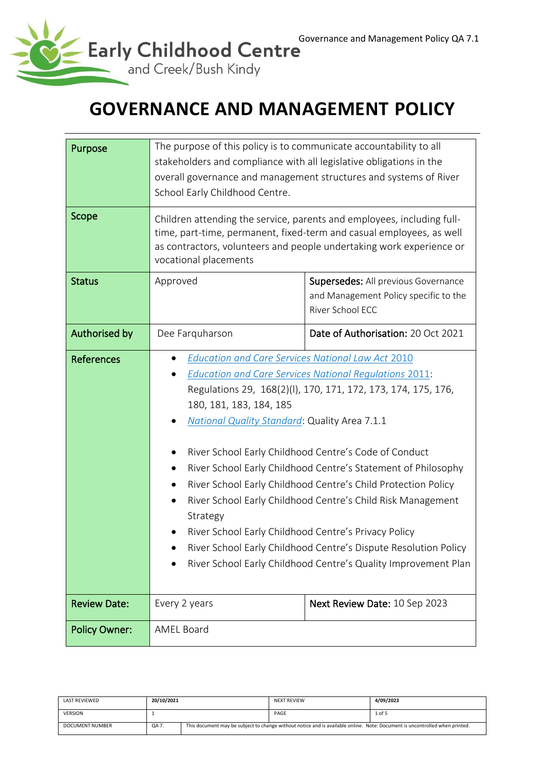# GOVERNANCE AND MANAGEMENT POLICY

| | | |
|---|---|---|
| **Purpose** | The purpose of this policy is to communicate accountability to all stakeholders and compliance with all legislative obligations in the overall governance and management structures and systems of River School Early Childhood Centre. | |
| **Scope** | Children attending the service, parents and employees, including full-time, part-time, permanent, fixed-term and casual employees, as well as contractors, volunteers and people undertaking work experience or vocational placements | |
| **Status** | Approved | **Supersedes:** All previous Governance and Management Policy specific to the River School ECC |
| **Authorised by** | Dee Farquharson | **Date of Authorisation:** 20 Oct 2021 |
| **References** | • *Education and Care Services National Law Act 2010*<br>• *Education and Care Services National Regulations 2011*: Regulations 29, 168(2)(l), 170, 171, 172, 173, 174, 175, 176, 180, 181, 183, 184, 185<br>• *National Quality Standard*: Quality Area 7.1.1<br><br>• River School Early Childhood Centre's Code of Conduct<br>• River School Early Childhood Centre's Statement of Philosophy<br>• River School Early Childhood Centre's Child Protection Policy<br>• River School Early Childhood Centre's Child Risk Management Strategy<br>• River School Early Childhood Centre's Privacy Policy<br>• River School Early Childhood Centre's Dispute Resolution Policy<br>• River School Early Childhood Centre's Quality Improvement Plan | |
| **Review Date:** | Every 2 years | **Next Review Date:** 10 Sep 2023 |
| **Policy Owner:** | AMEL Board | |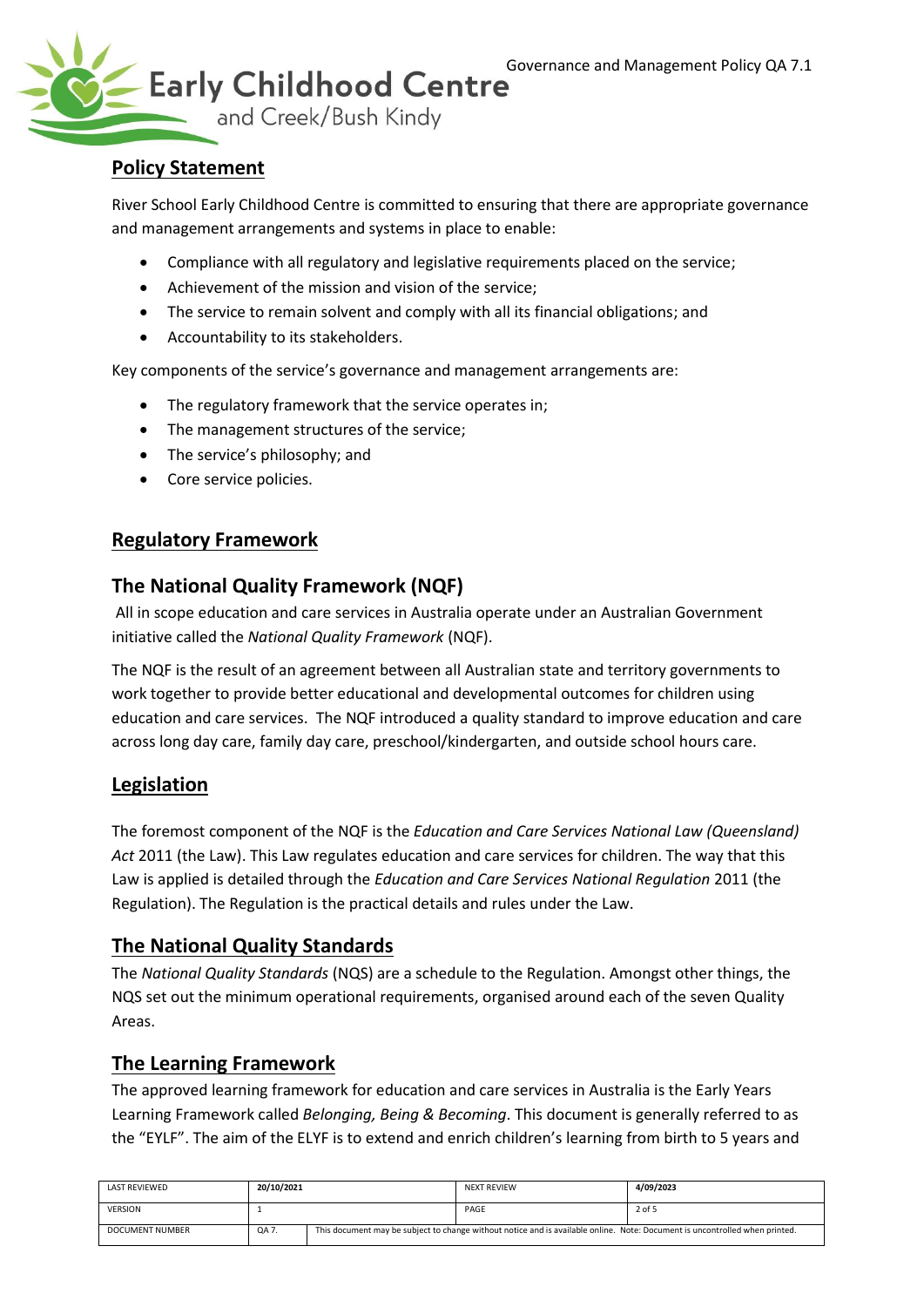## Policy Statement

River School Early Childhood Centre is committed to ensuring that there are appropriate governance and management arrangements and systems in place to enable:

- Compliance with all regulatory and legislative requirements placed on the service;
- Achievement of the mission and vision of the service;
- The service to remain solvent and comply with all its financial obligations; and
- Accountability to its stakeholders.

Key components of the service's governance and management arrangements are:

- The regulatory framework that the service operates in;
- The management structures of the service;
- The service's philosophy; and
- Core service policies.

## Regulatory Framework

### The National Quality Framework (NQF)

All in scope education and care services in Australia operate under an Australian Government initiative called the *National Quality Framework* (NQF).

The NQF is the result of an agreement between all Australian state and territory governments to work together to provide better educational and developmental outcomes for children using education and care services. The NQF introduced a quality standard to improve education and care across long day care, family day care, preschool/kindergarten, and outside school hours care.

## Legislation

The foremost component of the NQF is the *Education and Care Services National Law (Queensland) Act* 2011 (the Law). This Law regulates education and care services for children. The way that this Law is applied is detailed through the *Education and Care Services National Regulation* 2011 (the Regulation). The Regulation is the practical details and rules under the Law.

## The National Quality Standards

The *National Quality Standards* (NQS) are a schedule to the Regulation. Amongst other things, the NQS set out the minimum operational requirements, organised around each of the seven Quality Areas.

## The Learning Framework

The approved learning framework for education and care services in Australia is the Early Years Learning Framework called *Belonging, Being & Becoming*. This document is generally referred to as the "EYLF". The aim of the ELYF is to extend and enrich children's learning from birth to 5 years and

| LAST REVIEWED | 20/10/2021 | | NEXT REVIEW | 4/09/2023 |
|---|---|---|---|---|
| VERSION | 1 | | PAGE | 2 of 5 |
| DOCUMENT NUMBER | QA 7. | This document may be subject to change without notice and is available online. Note: Document is uncontrolled when printed. | | |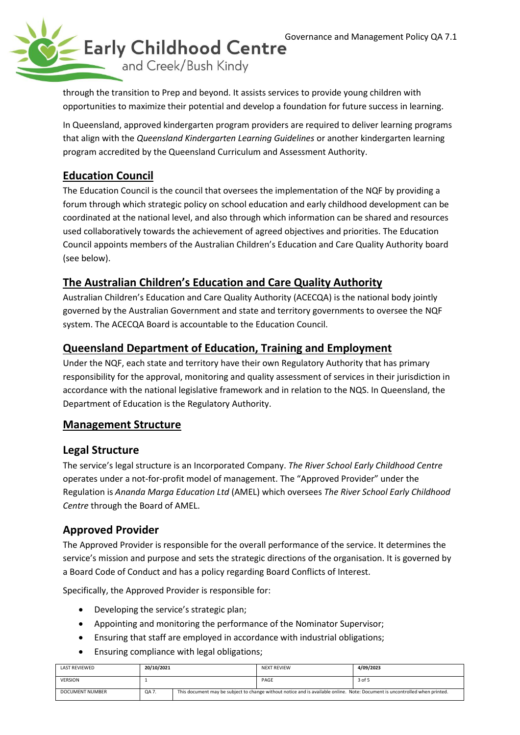through the transition to Prep and beyond. It assists services to provide young children with opportunities to maximize their potential and develop a foundation for future success in learning.

In Queensland, approved kindergarten program providers are required to deliver learning programs that align with the *Queensland Kindergarten Learning Guidelines* or another kindergarten learning program accredited by the Queensland Curriculum and Assessment Authority.

## Education Council

The Education Council is the council that oversees the implementation of the NQF by providing a forum through which strategic policy on school education and early childhood development can be coordinated at the national level, and also through which information can be shared and resources used collaboratively towards the achievement of agreed objectives and priorities. The Education Council appoints members of the Australian Children's Education and Care Quality Authority board (see below).

## The Australian Children's Education and Care Quality Authority

Australian Children's Education and Care Quality Authority (ACECQA) is the national body jointly governed by the Australian Government and state and territory governments to oversee the NQF system. The ACECQA Board is accountable to the Education Council.

## Queensland Department of Education, Training and Employment

Under the NQF, each state and territory have their own Regulatory Authority that has primary responsibility for the approval, monitoring and quality assessment of services in their jurisdiction in accordance with the national legislative framework and in relation to the NQS. In Queensland, the Department of Education is the Regulatory Authority.

## Management Structure

### Legal Structure

The service's legal structure is an Incorporated Company. *The River School Early Childhood Centre* operates under a not-for-profit model of management. The "Approved Provider" under the Regulation is *Ananda Marga Education Ltd* (AMEL) which oversees *The River School Early Childhood Centre* through the Board of AMEL.

### Approved Provider

The Approved Provider is responsible for the overall performance of the service. It determines the service's mission and purpose and sets the strategic directions of the organisation. It is governed by a Board Code of Conduct and has a policy regarding Board Conflicts of Interest.

Specifically, the Approved Provider is responsible for:

- Developing the service's strategic plan;
- Appointing and monitoring the performance of the Nominator Supervisor;
- Ensuring that staff are employed in accordance with industrial obligations;
- Ensuring compliance with legal obligations;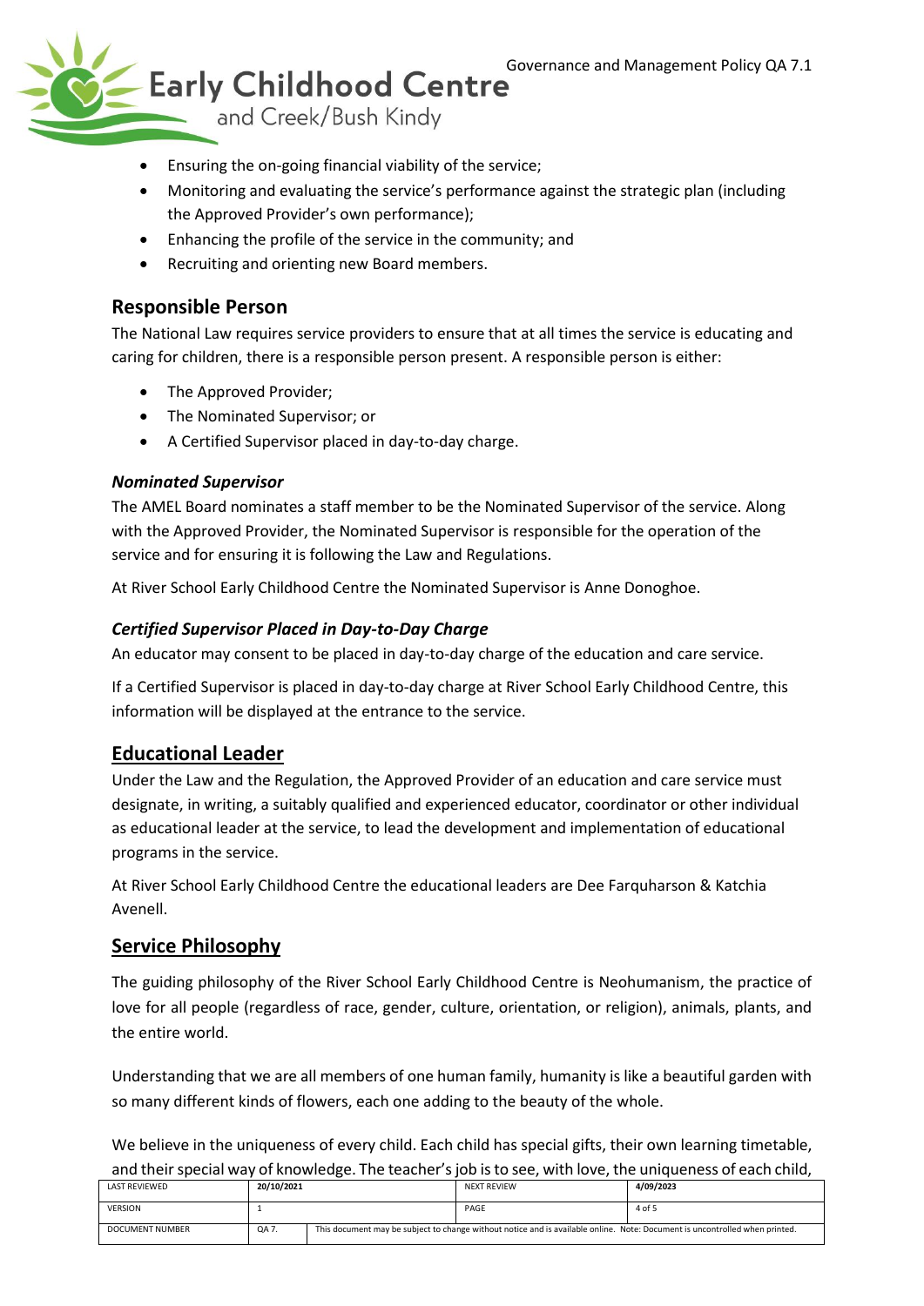- Ensuring the on-going financial viability of the service;
- Monitoring and evaluating the service's performance against the strategic plan (including the Approved Provider's own performance);
- Enhancing the profile of the service in the community; and
- Recruiting and orienting new Board members.

## Responsible Person

The National Law requires service providers to ensure that at all times the service is educating and caring for children, there is a responsible person present. A responsible person is either:

- The Approved Provider;
- The Nominated Supervisor; or
- A Certified Supervisor placed in day-to-day charge.

### *Nominated Supervisor*

The AMEL Board nominates a staff member to be the Nominated Supervisor of the service. Along with the Approved Provider, the Nominated Supervisor is responsible for the operation of the service and for ensuring it is following the Law and Regulations.

At River School Early Childhood Centre the Nominated Supervisor is Anne Donoghoe.

### *Certified Supervisor Placed in Day-to-Day Charge*

An educator may consent to be placed in day-to-day charge of the education and care service.

If a Certified Supervisor is placed in day-to-day charge at River School Early Childhood Centre, this information will be displayed at the entrance to the service.

## Educational Leader

Under the Law and the Regulation, the Approved Provider of an education and care service must designate, in writing, a suitably qualified and experienced educator, coordinator or other individual as educational leader at the service, to lead the development and implementation of educational programs in the service.

At River School Early Childhood Centre the educational leaders are Dee Farquharson & Katchia Avenell.

## Service Philosophy

The guiding philosophy of the River School Early Childhood Centre is Neohumanism, the practice of love for all people (regardless of race, gender, culture, orientation, or religion), animals, plants, and the entire world.

Understanding that we are all members of one human family, humanity is like a beautiful garden with so many different kinds of flowers, each one adding to the beauty of the whole.

We believe in the uniqueness of every child. Each child has special gifts, their own learning timetable, and their special way of knowledge. The teacher's job is to see, with love, the uniqueness of each child,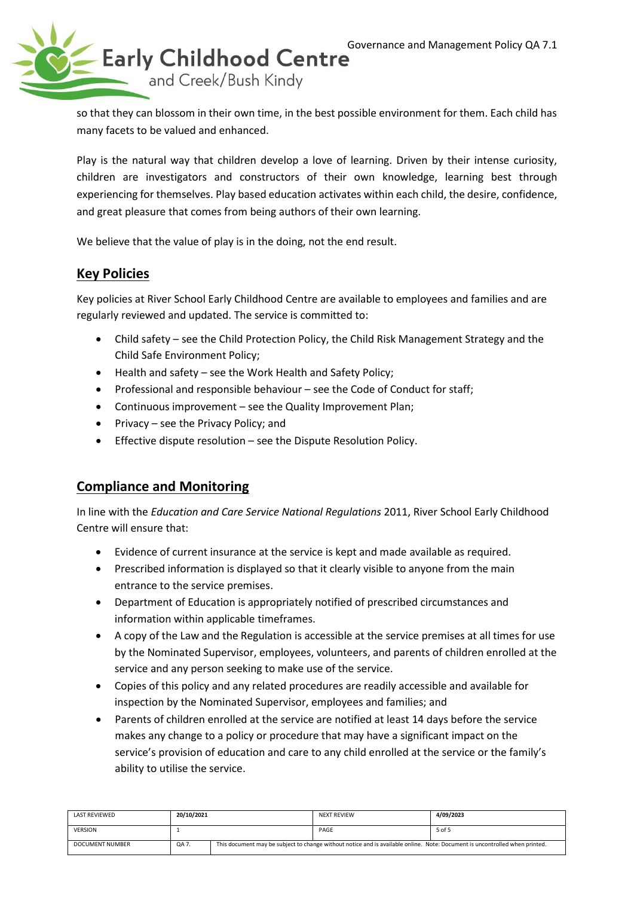so that they can blossom in their own time, in the best possible environment for them. Each child has many facets to be valued and enhanced.

Play is the natural way that children develop a love of learning. Driven by their intense curiosity, children are investigators and constructors of their own knowledge, learning best through experiencing for themselves. Play based education activates within each child, the desire, confidence, and great pleasure that comes from being authors of their own learning.

We believe that the value of play is in the doing, not the end result.

## Key Policies

Key policies at River School Early Childhood Centre are available to employees and families and are regularly reviewed and updated. The service is committed to:

- Child safety – see the Child Protection Policy, the Child Risk Management Strategy and the Child Safe Environment Policy;
- Health and safety – see the Work Health and Safety Policy;
- Professional and responsible behaviour – see the Code of Conduct for staff;
- Continuous improvement – see the Quality Improvement Plan;
- Privacy – see the Privacy Policy; and
- Effective dispute resolution – see the Dispute Resolution Policy.

## Compliance and Monitoring

In line with the *Education and Care Service National Regulations* 2011, River School Early Childhood Centre will ensure that:

- Evidence of current insurance at the service is kept and made available as required.
- Prescribed information is displayed so that it clearly visible to anyone from the main entrance to the service premises.
- Department of Education is appropriately notified of prescribed circumstances and information within applicable timeframes.
- A copy of the Law and the Regulation is accessible at the service premises at all times for use by the Nominated Supervisor, employees, volunteers, and parents of children enrolled at the service and any person seeking to make use of the service.
- Copies of this policy and any related procedures are readily accessible and available for inspection by the Nominated Supervisor, employees and families; and
- Parents of children enrolled at the service are notified at least 14 days before the service makes any change to a policy or procedure that may have a significant impact on the service's provision of education and care to any child enrolled at the service or the family's ability to utilise the service.

| | | | |
|---|---|---|---|
| LAST REVIEWED | 20/10/2021 | NEXT REVIEW | 4/09/2023 |
| VERSION | 1 | PAGE | 5 of 5 |
| DOCUMENT NUMBER | QA 7. | This document may be subject to change without notice and is available online. Note: Document is uncontrolled when printed. | |